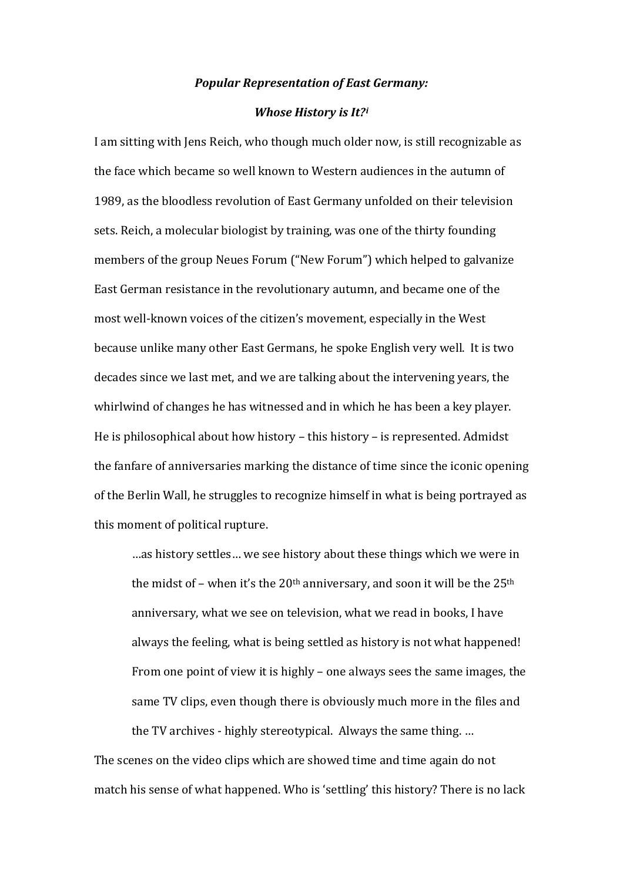***Popular Representation of East Germany:***

***Whose History is It?***[i]

I am sitting with Jens Reich, who though much older now, is still recognizable as the face which became so well known to Western audiences in the autumn of 1989, as the bloodless revolution of East Germany unfolded on their television sets. Reich, a molecular biologist by training, was one of the thirty founding members of the group Neues Forum ("New Forum") which helped to galvanize East German resistance in the revolutionary autumn, and became one of the most well-known voices of the citizen's movement, especially in the West because unlike many other East Germans, he spoke English very well. It is two decades since we last met, and we are talking about the intervening years, the whirlwind of changes he has witnessed and in which he has been a key player. He is philosophical about how history – this history – is represented. Admidst the fanfare of anniversaries marking the distance of time since the iconic opening of the Berlin Wall, he struggles to recognize himself in what is being portrayed as this moment of political rupture.

> …as history settles… we see history about these things which we were in the midst of – when it's the 20th anniversary, and soon it will be the 25th anniversary, what we see on television, what we read in books, I have always the feeling, what is being settled as history is not what happened! From one point of view it is highly – one always sees the same images, the same TV clips, even though there is obviously much more in the files and the TV archives - highly stereotypical. Always the same thing. …

The scenes on the video clips which are showed time and time again do not match his sense of what happened. Who is 'settling' this history? There is no lack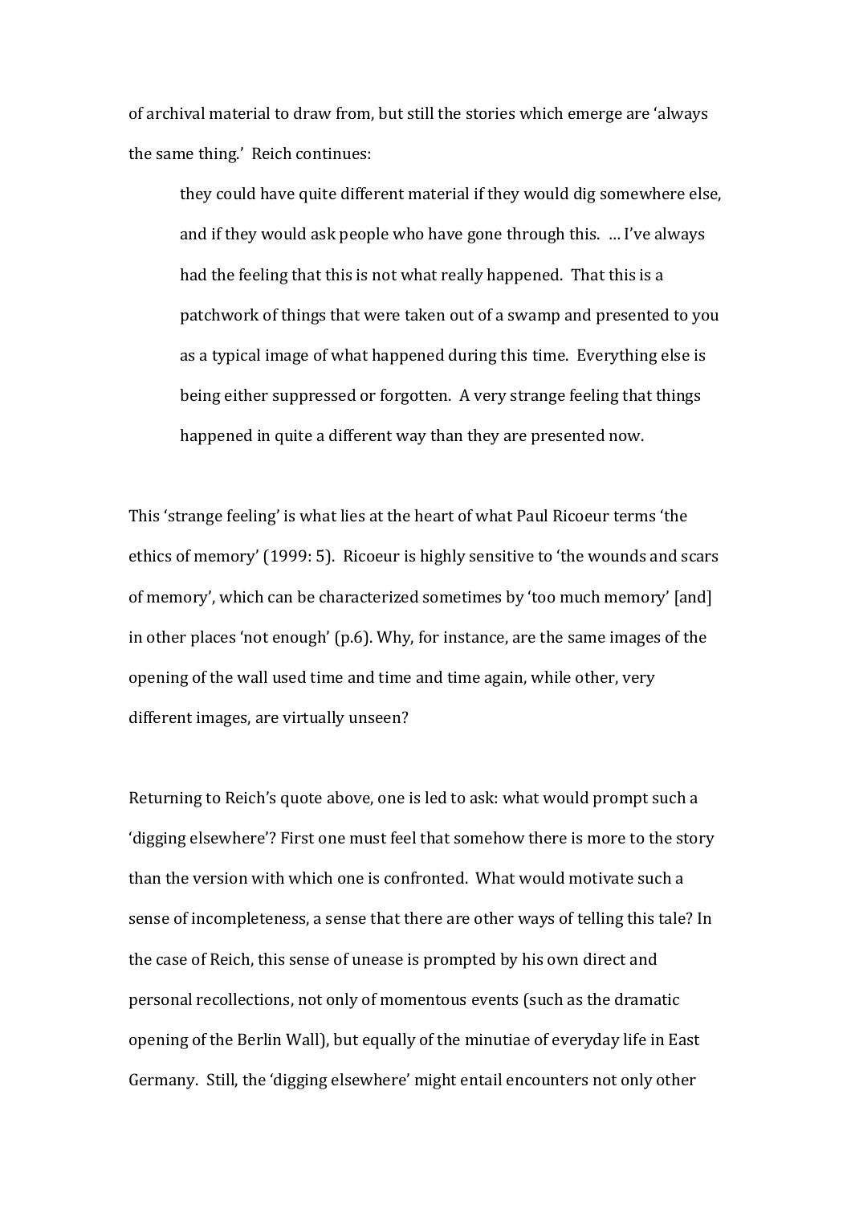of archival material to draw from, but still the stories which emerge are 'always the same thing.' Reich continues:

> they could have quite different material if they would dig somewhere else, and if they would ask people who have gone through this. … I've always had the feeling that this is not what really happened. That this is a patchwork of things that were taken out of a swamp and presented to you as a typical image of what happened during this time. Everything else is being either suppressed or forgotten. A very strange feeling that things happened in quite a different way than they are presented now.

This 'strange feeling' is what lies at the heart of what Paul Ricoeur terms 'the ethics of memory' (1999: 5). Ricoeur is highly sensitive to 'the wounds and scars of memory', which can be characterized sometimes by 'too much memory' [and] in other places 'not enough' (p.6). Why, for instance, are the same images of the opening of the wall used time and time and time again, while other, very different images, are virtually unseen?

Returning to Reich's quote above, one is led to ask: what would prompt such a 'digging elsewhere'? First one must feel that somehow there is more to the story than the version with which one is confronted. What would motivate such a sense of incompleteness, a sense that there are other ways of telling this tale? In the case of Reich, this sense of unease is prompted by his own direct and personal recollections, not only of momentous events (such as the dramatic opening of the Berlin Wall), but equally of the minutiae of everyday life in East Germany. Still, the 'digging elsewhere' might entail encounters not only other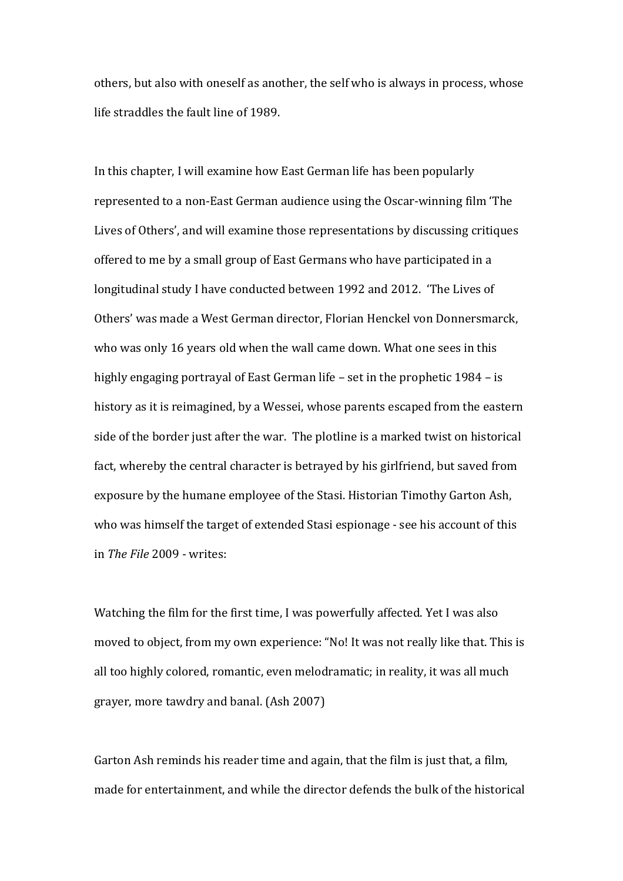others, but also with oneself as another, the self who is always in process, whose life straddles the fault line of 1989.

In this chapter, I will examine how East German life has been popularly represented to a non-East German audience using the Oscar-winning film 'The Lives of Others', and will examine those representations by discussing critiques offered to me by a small group of East Germans who have participated in a longitudinal study I have conducted between 1992 and 2012. 'The Lives of Others' was made a West German director, Florian Henckel von Donnersmarck, who was only 16 years old when the wall came down. What one sees in this highly engaging portrayal of East German life – set in the prophetic 1984 – is history as it is reimagined, by a Wessei, whose parents escaped from the eastern side of the border just after the war. The plotline is a marked twist on historical fact, whereby the central character is betrayed by his girlfriend, but saved from exposure by the humane employee of the Stasi. Historian Timothy Garton Ash, who was himself the target of extended Stasi espionage - see his account of this in *The File* 2009 - writes:

Watching the film for the first time, I was powerfully affected. Yet I was also moved to object, from my own experience: "No! It was not really like that. This is all too highly colored, romantic, even melodramatic; in reality, it was all much grayer, more tawdry and banal. (Ash 2007)

Garton Ash reminds his reader time and again, that the film is just that, a film, made for entertainment, and while the director defends the bulk of the historical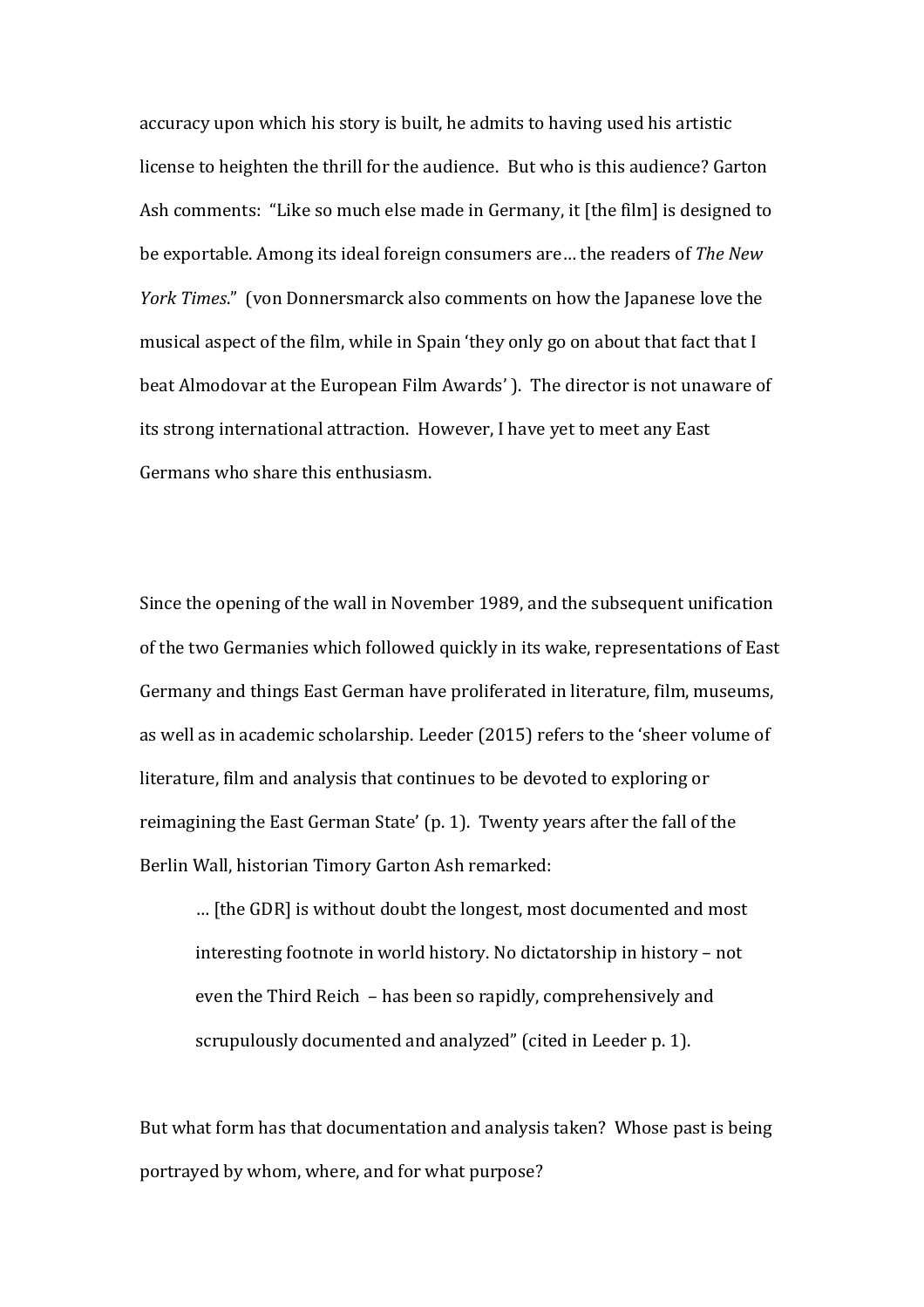accuracy upon which his story is built, he admits to having used his artistic license to heighten the thrill for the audience. But who is this audience? Garton Ash comments: "Like so much else made in Germany, it [the film] is designed to be exportable. Among its ideal foreign consumers are… the readers of *The New York Times*." (von Donnersmarck also comments on how the Japanese love the musical aspect of the film, while in Spain 'they only go on about that fact that I beat Almodovar at the European Film Awards' ). The director is not unaware of its strong international attraction. However, I have yet to meet any East Germans who share this enthusiasm.

Since the opening of the wall in November 1989, and the subsequent unification of the two Germanies which followed quickly in its wake, representations of East Germany and things East German have proliferated in literature, film, museums, as well as in academic scholarship. Leeder (2015) refers to the 'sheer volume of literature, film and analysis that continues to be devoted to exploring or reimagining the East German State' (p. 1). Twenty years after the fall of the Berlin Wall, historian Timory Garton Ash remarked:

> … [the GDR] is without doubt the longest, most documented and most interesting footnote in world history. No dictatorship in history – not even the Third Reich – has been so rapidly, comprehensively and scrupulously documented and analyzed" (cited in Leeder p. 1).

But what form has that documentation and analysis taken? Whose past is being portrayed by whom, where, and for what purpose?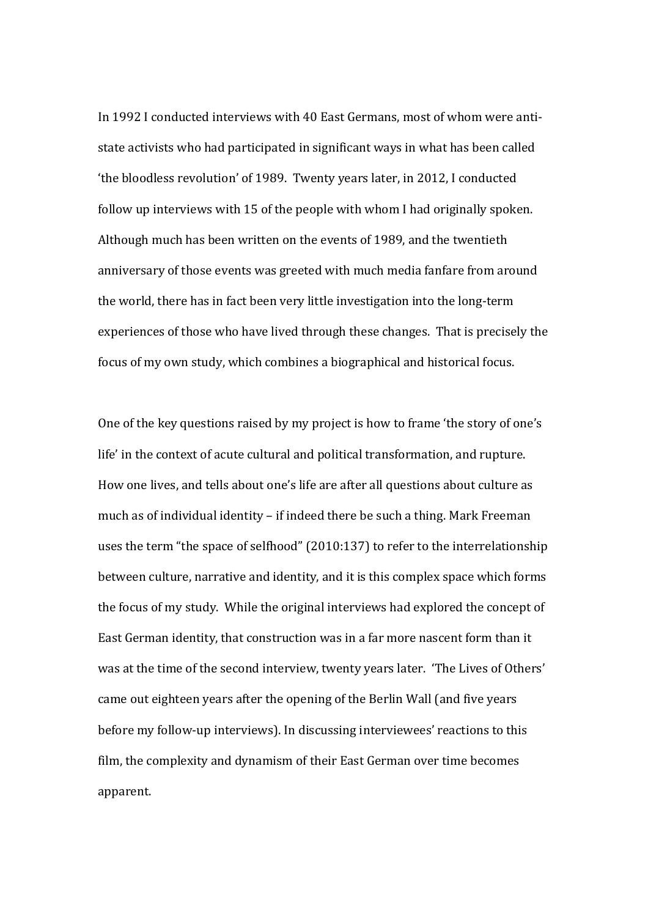In 1992 I conducted interviews with 40 East Germans, most of whom were anti-state activists who had participated in significant ways in what has been called 'the bloodless revolution' of 1989. Twenty years later, in 2012, I conducted follow up interviews with 15 of the people with whom I had originally spoken. Although much has been written on the events of 1989, and the twentieth anniversary of those events was greeted with much media fanfare from around the world, there has in fact been very little investigation into the long-term experiences of those who have lived through these changes. That is precisely the focus of my own study, which combines a biographical and historical focus.

One of the key questions raised by my project is how to frame 'the story of one's life' in the context of acute cultural and political transformation, and rupture. How one lives, and tells about one's life are after all questions about culture as much as of individual identity – if indeed there be such a thing. Mark Freeman uses the term "the space of selfhood" (2010:137) to refer to the interrelationship between culture, narrative and identity, and it is this complex space which forms the focus of my study. While the original interviews had explored the concept of East German identity, that construction was in a far more nascent form than it was at the time of the second interview, twenty years later. 'The Lives of Others' came out eighteen years after the opening of the Berlin Wall (and five years before my follow-up interviews). In discussing interviewees' reactions to this film, the complexity and dynamism of their East German over time becomes apparent.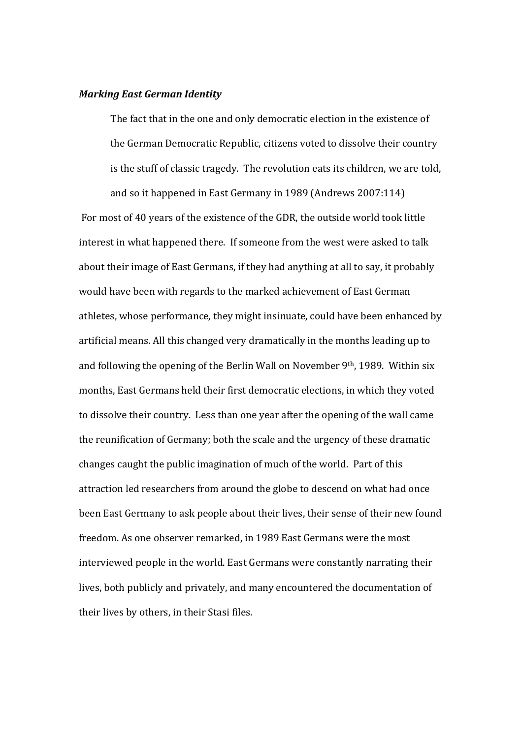***Marking East German Identity***

> The fact that in the one and only democratic election in the existence of the German Democratic Republic, citizens voted to dissolve their country is the stuff of classic tragedy. The revolution eats its children, we are told, and so it happened in East Germany in 1989 (Andrews 2007:114)

For most of 40 years of the existence of the GDR, the outside world took little interest in what happened there. If someone from the west were asked to talk about their image of East Germans, if they had anything at all to say, it probably would have been with regards to the marked achievement of East German athletes, whose performance, they might insinuate, could have been enhanced by artificial means. All this changed very dramatically in the months leading up to and following the opening of the Berlin Wall on November 9th, 1989. Within six months, East Germans held their first democratic elections, in which they voted to dissolve their country. Less than one year after the opening of the wall came the reunification of Germany; both the scale and the urgency of these dramatic changes caught the public imagination of much of the world. Part of this attraction led researchers from around the globe to descend on what had once been East Germany to ask people about their lives, their sense of their new found freedom. As one observer remarked, in 1989 East Germans were the most interviewed people in the world. East Germans were constantly narrating their lives, both publicly and privately, and many encountered the documentation of their lives by others, in their Stasi files.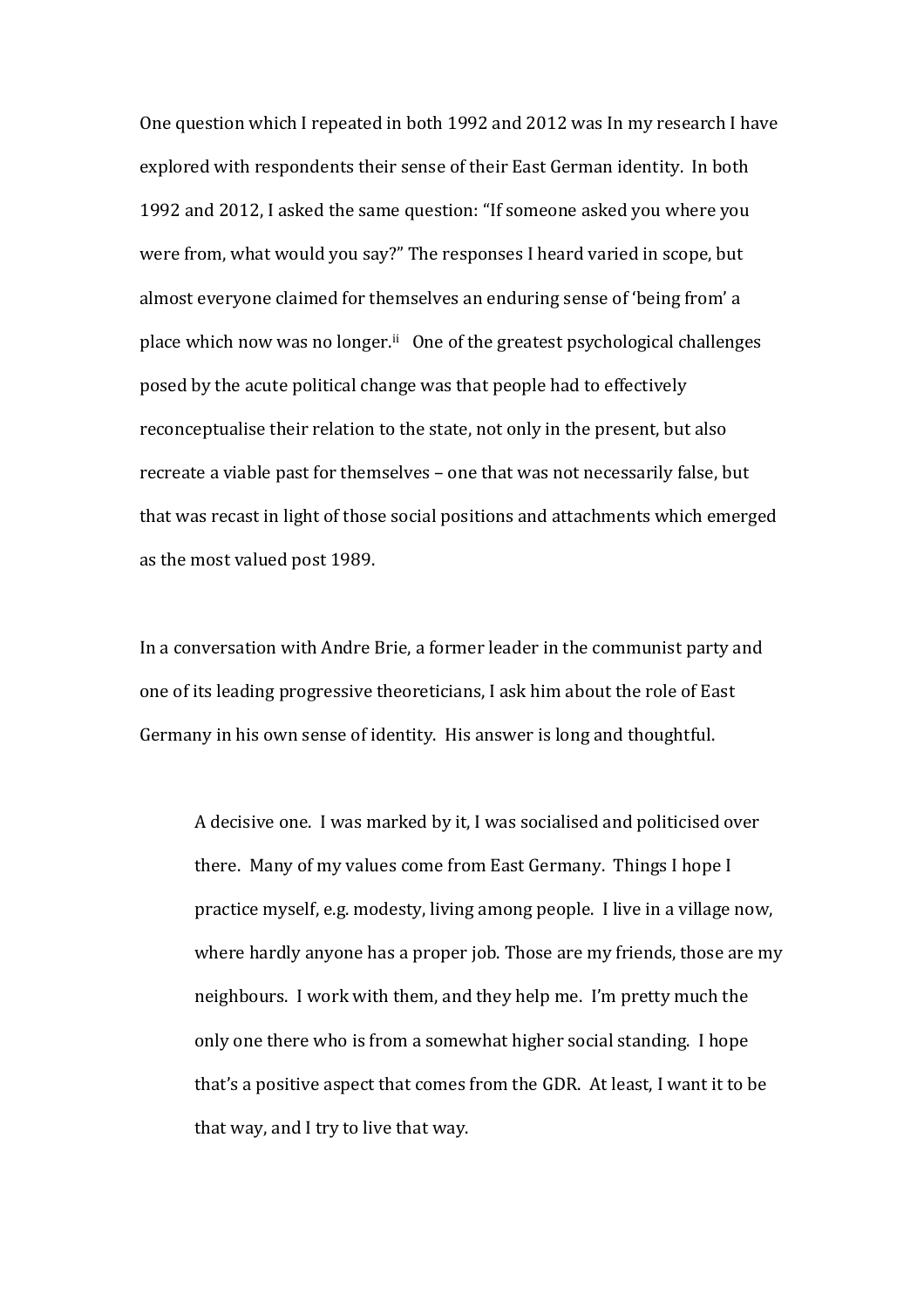One question which I repeated in both 1992 and 2012 was In my research I have explored with respondents their sense of their East German identity. In both 1992 and 2012, I asked the same question: "If someone asked you where you were from, what would you say?" The responses I heard varied in scope, but almost everyone claimed for themselves an enduring sense of 'being from' a place which now was no longer.[ii] One of the greatest psychological challenges posed by the acute political change was that people had to effectively reconceptualise their relation to the state, not only in the present, but also recreate a viable past for themselves – one that was not necessarily false, but that was recast in light of those social positions and attachments which emerged as the most valued post 1989.

In a conversation with Andre Brie, a former leader in the communist party and one of its leading progressive theoreticians, I ask him about the role of East Germany in his own sense of identity. His answer is long and thoughtful.

> A decisive one. I was marked by it, I was socialised and politicised over there. Many of my values come from East Germany. Things I hope I practice myself, e.g. modesty, living among people. I live in a village now, where hardly anyone has a proper job. Those are my friends, those are my neighbours. I work with them, and they help me. I'm pretty much the only one there who is from a somewhat higher social standing. I hope that's a positive aspect that comes from the GDR. At least, I want it to be that way, and I try to live that way.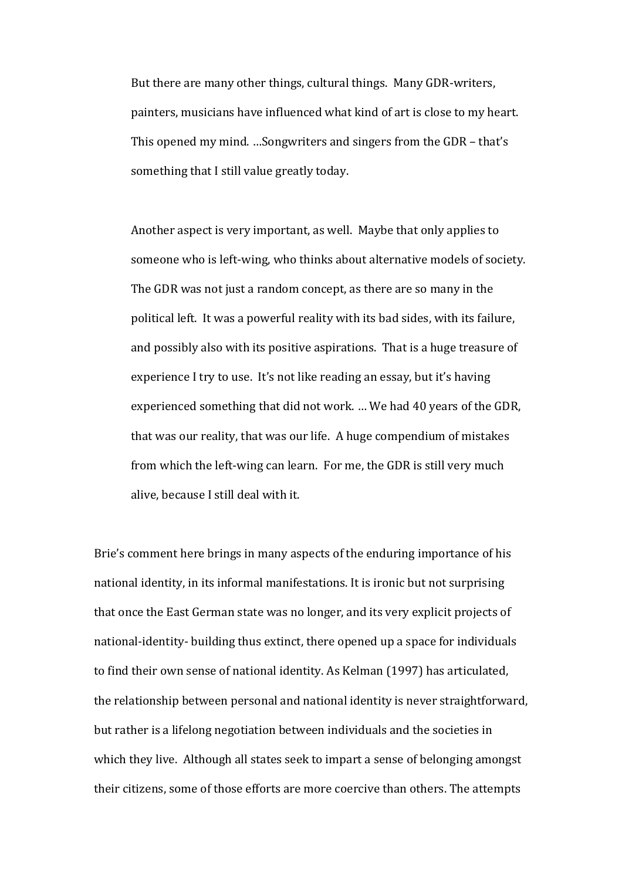> But there are many other things, cultural things. Many GDR-writers, painters, musicians have influenced what kind of art is close to my heart. This opened my mind. …Songwriters and singers from the GDR – that's something that I still value greatly today.
>
> Another aspect is very important, as well. Maybe that only applies to someone who is left-wing, who thinks about alternative models of society. The GDR was not just a random concept, as there are so many in the political left. It was a powerful reality with its bad sides, with its failure, and possibly also with its positive aspirations. That is a huge treasure of experience I try to use. It's not like reading an essay, but it's having experienced something that did not work. … We had 40 years of the GDR, that was our reality, that was our life. A huge compendium of mistakes from which the left-wing can learn. For me, the GDR is still very much alive, because I still deal with it.

Brie's comment here brings in many aspects of the enduring importance of his national identity, in its informal manifestations. It is ironic but not surprising that once the East German state was no longer, and its very explicit projects of national-identity- building thus extinct, there opened up a space for individuals to find their own sense of national identity. As Kelman (1997) has articulated, the relationship between personal and national identity is never straightforward, but rather is a lifelong negotiation between individuals and the societies in which they live. Although all states seek to impart a sense of belonging amongst their citizens, some of those efforts are more coercive than others. The attempts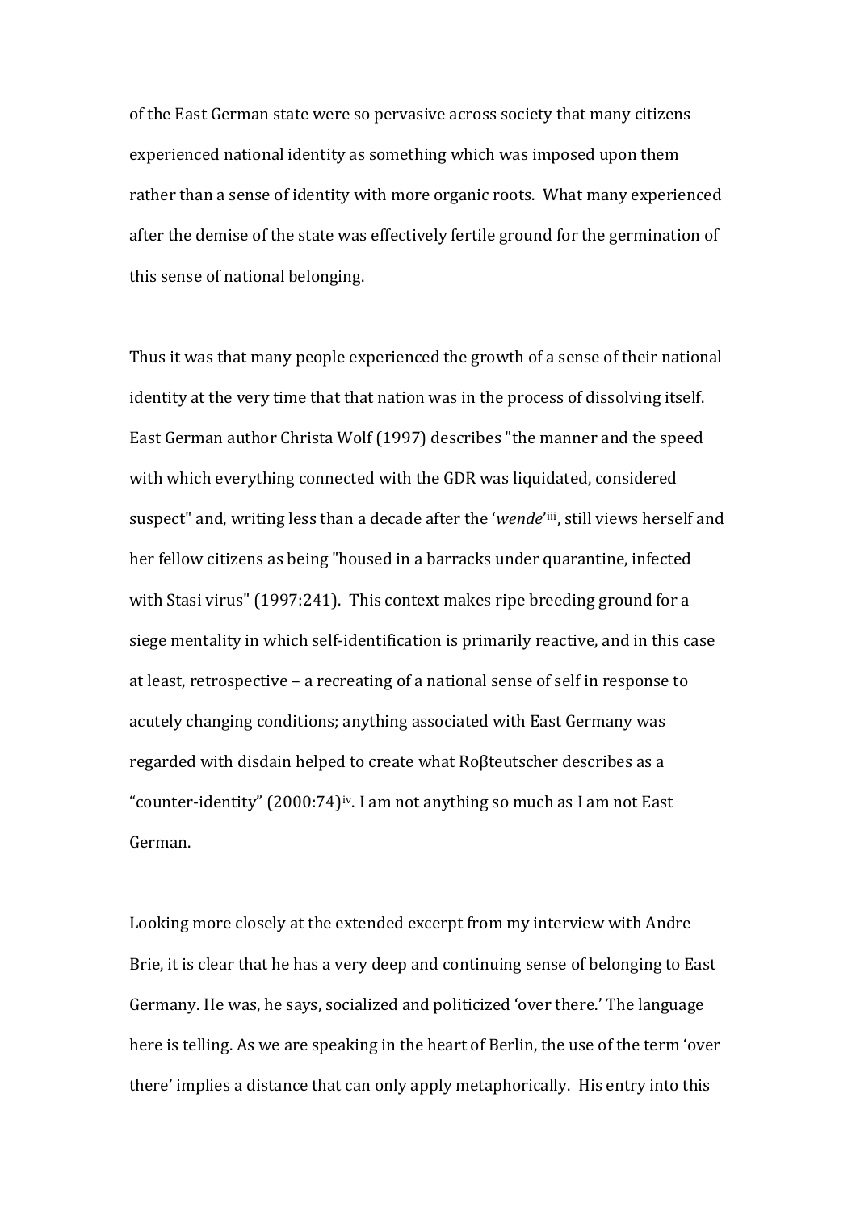of the East German state were so pervasive across society that many citizens experienced national identity as something which was imposed upon them rather than a sense of identity with more organic roots. What many experienced after the demise of the state was effectively fertile ground for the germination of this sense of national belonging.

Thus it was that many people experienced the growth of a sense of their national identity at the very time that that nation was in the process of dissolving itself. East German author Christa Wolf (1997) describes "the manner and the speed with which everything connected with the GDR was liquidated, considered suspect" and, writing less than a decade after the '*wende*'[iii], still views herself and her fellow citizens as being "housed in a barracks under quarantine, infected with Stasi virus" (1997:241). This context makes ripe breeding ground for a siege mentality in which self-identification is primarily reactive, and in this case at least, retrospective – a recreating of a national sense of self in response to acutely changing conditions; anything associated with East Germany was regarded with disdain helped to create what Roβteutscher describes as a "counter-identity" (2000:74)[iv]. I am not anything so much as I am not East German.

Looking more closely at the extended excerpt from my interview with Andre Brie, it is clear that he has a very deep and continuing sense of belonging to East Germany. He was, he says, socialized and politicized 'over there.' The language here is telling. As we are speaking in the heart of Berlin, the use of the term 'over there' implies a distance that can only apply metaphorically. His entry into this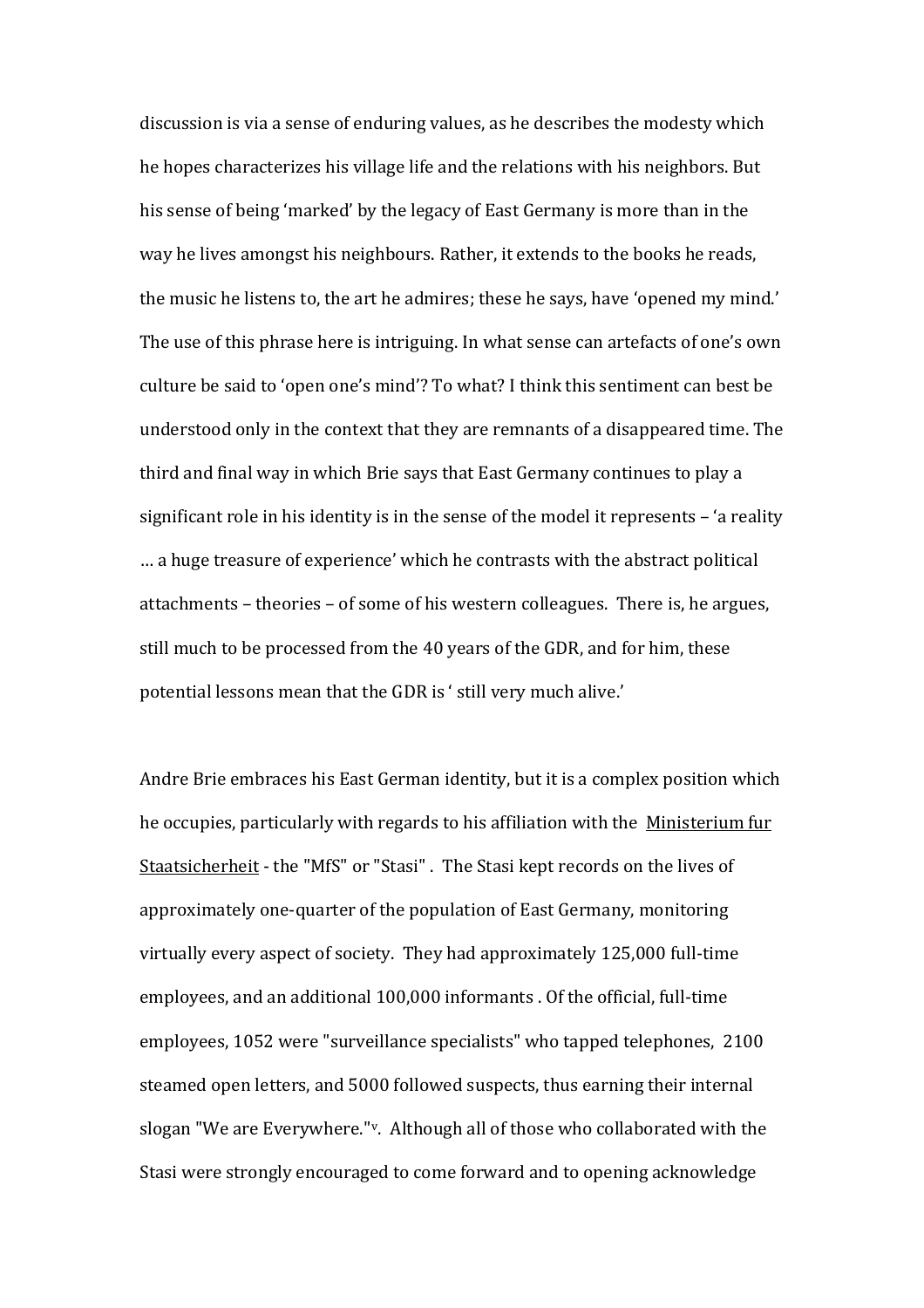discussion is via a sense of enduring values, as he describes the modesty which he hopes characterizes his village life and the relations with his neighbors. But his sense of being 'marked' by the legacy of East Germany is more than in the way he lives amongst his neighbours. Rather, it extends to the books he reads, the music he listens to, the art he admires; these he says, have 'opened my mind.' The use of this phrase here is intriguing. In what sense can artefacts of one's own culture be said to 'open one's mind'? To what? I think this sentiment can best be understood only in the context that they are remnants of a disappeared time. The third and final way in which Brie says that East Germany continues to play a significant role in his identity is in the sense of the model it represents – 'a reality … a huge treasure of experience' which he contrasts with the abstract political attachments – theories – of some of his western colleagues. There is, he argues, still much to be processed from the 40 years of the GDR, and for him, these potential lessons mean that the GDR is ' still very much alive.'

Andre Brie embraces his East German identity, but it is a complex position which he occupies, particularly with regards to his affiliation with the Ministerium fur Staatsicherheit - the "MfS" or "Stasi" . The Stasi kept records on the lives of approximately one-quarter of the population of East Germany, monitoring virtually every aspect of society. They had approximately 125,000 full-time employees, and an additional 100,000 informants . Of the official, full-time employees, 1052 were "surveillance specialists" who tapped telephones, 2100 steamed open letters, and 5000 followed suspects, thus earning their internal slogan "We are Everywhere."[v]. Although all of those who collaborated with the Stasi were strongly encouraged to come forward and to opening acknowledge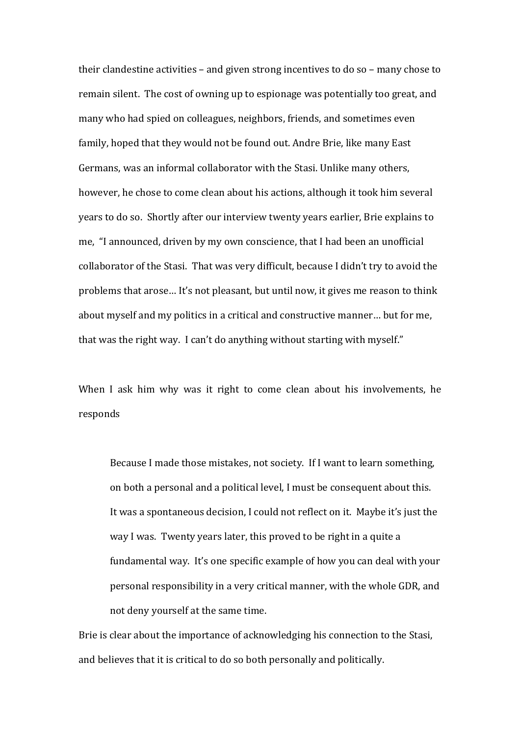their clandestine activities – and given strong incentives to do so – many chose to remain silent. The cost of owning up to espionage was potentially too great, and many who had spied on colleagues, neighbors, friends, and sometimes even family, hoped that they would not be found out. Andre Brie, like many East Germans, was an informal collaborator with the Stasi. Unlike many others, however, he chose to come clean about his actions, although it took him several years to do so. Shortly after our interview twenty years earlier, Brie explains to me, "I announced, driven by my own conscience, that I had been an unofficial collaborator of the Stasi. That was very difficult, because I didn't try to avoid the problems that arose… It's not pleasant, but until now, it gives me reason to think about myself and my politics in a critical and constructive manner… but for me, that was the right way. I can't do anything without starting with myself."

When I ask him why was it right to come clean about his involvements, he responds

> Because I made those mistakes, not society. If I want to learn something, on both a personal and a political level, I must be consequent about this. It was a spontaneous decision, I could not reflect on it. Maybe it's just the way I was. Twenty years later, this proved to be right in a quite a fundamental way. It's one specific example of how you can deal with your personal responsibility in a very critical manner, with the whole GDR, and not deny yourself at the same time.

Brie is clear about the importance of acknowledging his connection to the Stasi, and believes that it is critical to do so both personally and politically.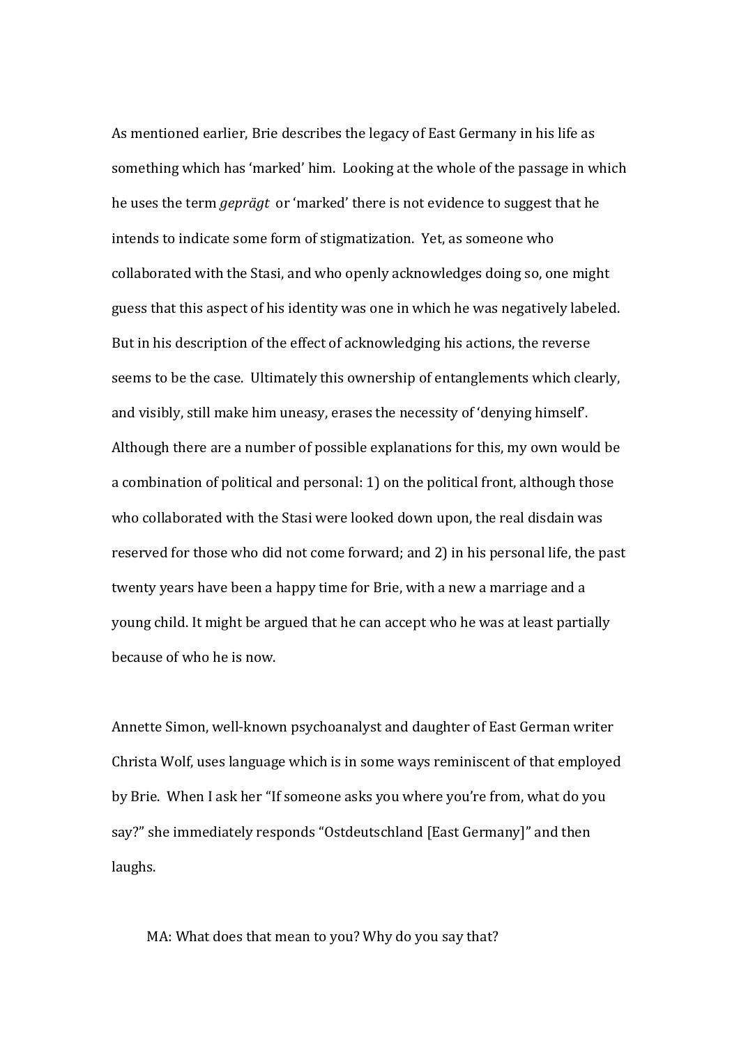As mentioned earlier, Brie describes the legacy of East Germany in his life as something which has 'marked' him. Looking at the whole of the passage in which he uses the term *geprägt* or 'marked' there is not evidence to suggest that he intends to indicate some form of stigmatization. Yet, as someone who collaborated with the Stasi, and who openly acknowledges doing so, one might guess that this aspect of his identity was one in which he was negatively labeled. But in his description of the effect of acknowledging his actions, the reverse seems to be the case. Ultimately this ownership of entanglements which clearly, and visibly, still make him uneasy, erases the necessity of 'denying himself'. Although there are a number of possible explanations for this, my own would be a combination of political and personal: 1) on the political front, although those who collaborated with the Stasi were looked down upon, the real disdain was reserved for those who did not come forward; and 2) in his personal life, the past twenty years have been a happy time for Brie, with a new a marriage and a young child. It might be argued that he can accept who he was at least partially because of who he is now.

Annette Simon, well-known psychoanalyst and daughter of East German writer Christa Wolf, uses language which is in some ways reminiscent of that employed by Brie. When I ask her "If someone asks you where you're from, what do you say?" she immediately responds "Ostdeutschland [East Germany]" and then laughs.

> MA: What does that mean to you? Why do you say that?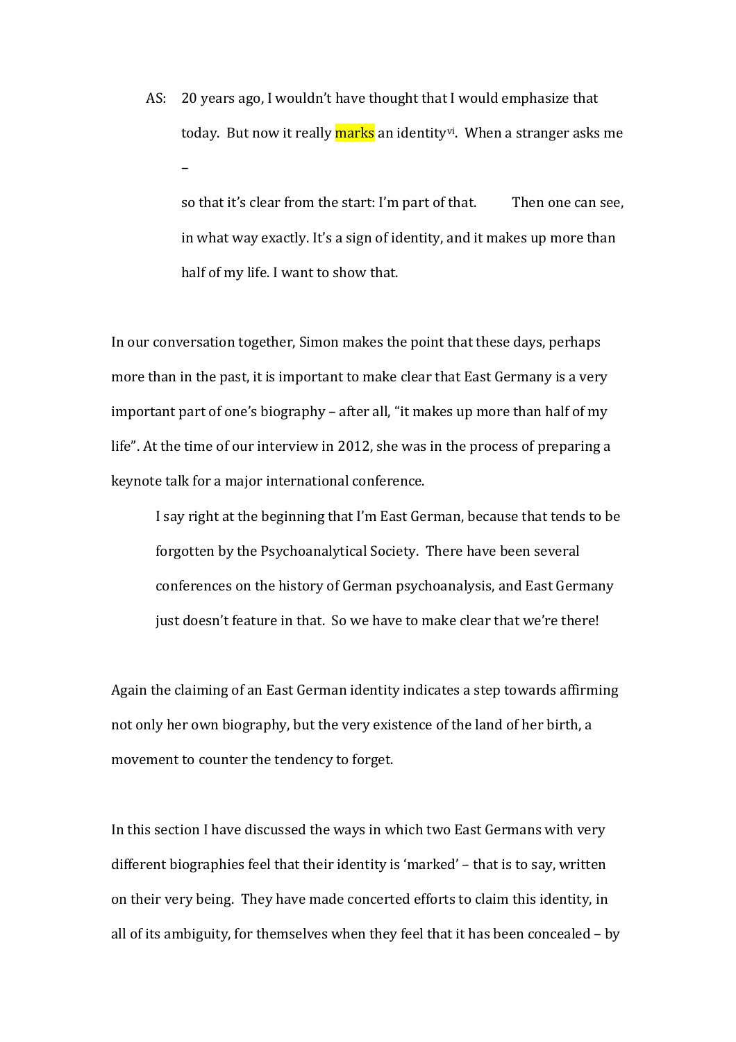AS: 20 years ago, I wouldn't have thought that I would emphasize that today. But now it really marks an identity[vi]. When a stranger asks me –

so that it's clear from the start: I'm part of that. Then one can see, in what way exactly. It's a sign of identity, and it makes up more than half of my life. I want to show that.

In our conversation together, Simon makes the point that these days, perhaps more than in the past, it is important to make clear that East Germany is a very important part of one's biography – after all, "it makes up more than half of my life". At the time of our interview in 2012, she was in the process of preparing a keynote talk for a major international conference.

> I say right at the beginning that I'm East German, because that tends to be forgotten by the Psychoanalytical Society. There have been several conferences on the history of German psychoanalysis, and East Germany just doesn't feature in that. So we have to make clear that we're there!

Again the claiming of an East German identity indicates a step towards affirming not only her own biography, but the very existence of the land of her birth, a movement to counter the tendency to forget.

In this section I have discussed the ways in which two East Germans with very different biographies feel that their identity is 'marked' – that is to say, written on their very being. They have made concerted efforts to claim this identity, in all of its ambiguity, for themselves when they feel that it has been concealed – by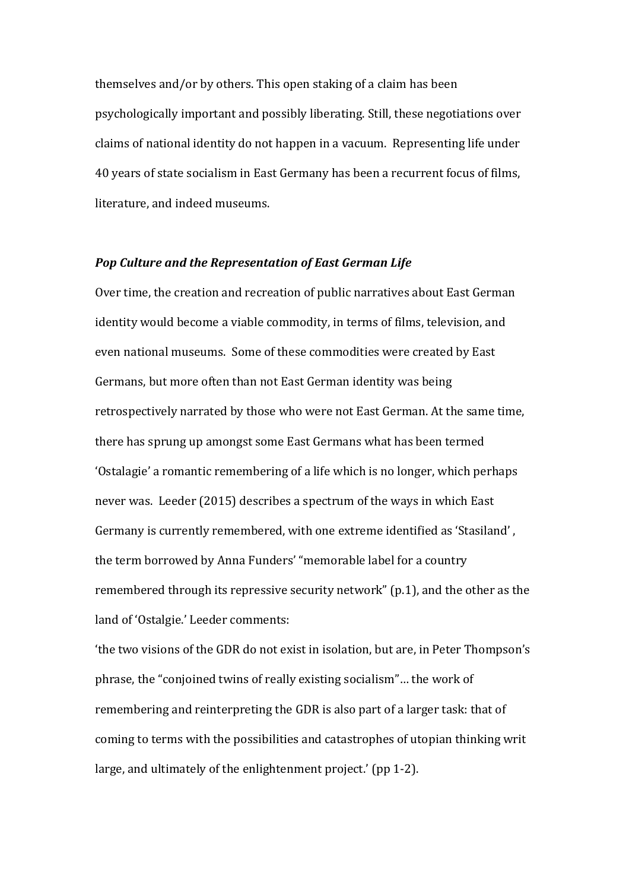themselves and/or by others. This open staking of a claim has been psychologically important and possibly liberating. Still, these negotiations over claims of national identity do not happen in a vacuum. Representing life under 40 years of state socialism in East Germany has been a recurrent focus of films, literature, and indeed museums.

### *Pop Culture and the Representation of East German Life*

Over time, the creation and recreation of public narratives about East German identity would become a viable commodity, in terms of films, television, and even national museums. Some of these commodities were created by East Germans, but more often than not East German identity was being retrospectively narrated by those who were not East German. At the same time, there has sprung up amongst some East Germans what has been termed 'Ostalagie' a romantic remembering of a life which is no longer, which perhaps never was. Leeder (2015) describes a spectrum of the ways in which East Germany is currently remembered, with one extreme identified as 'Stasiland' , the term borrowed by Anna Funders' "memorable label for a country remembered through its repressive security network" (p.1), and the other as the land of 'Ostalgie.' Leeder comments:

'the two visions of the GDR do not exist in isolation, but are, in Peter Thompson's phrase, the "conjoined twins of really existing socialism"… the work of remembering and reinterpreting the GDR is also part of a larger task: that of coming to terms with the possibilities and catastrophes of utopian thinking writ large, and ultimately of the enlightenment project.' (pp 1-2).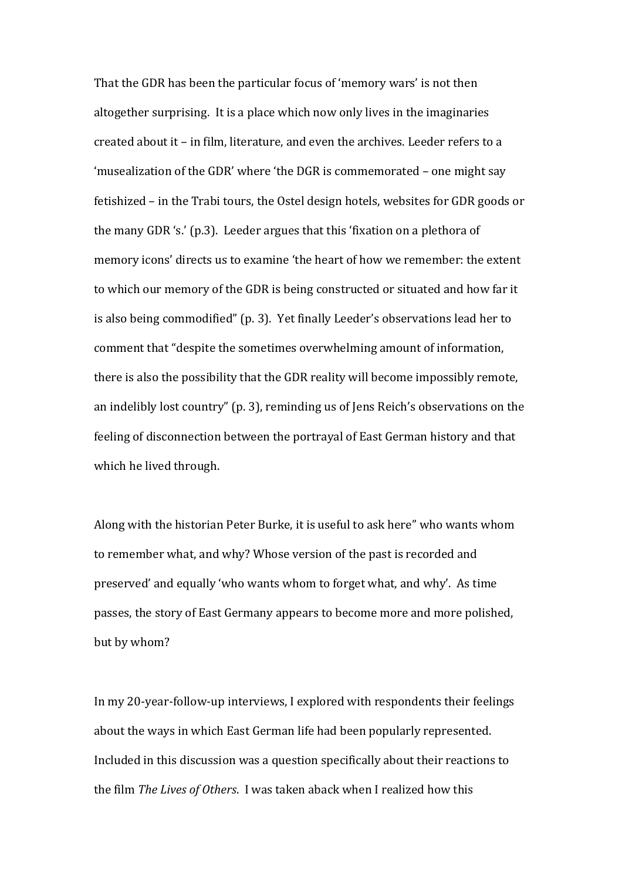That the GDR has been the particular focus of 'memory wars' is not then altogether surprising. It is a place which now only lives in the imaginaries created about it – in film, literature, and even the archives. Leeder refers to a 'musealization of the GDR' where 'the DGR is commemorated – one might say fetishized – in the Trabi tours, the Ostel design hotels, websites for GDR goods or the many GDR 's.' (p.3). Leeder argues that this 'fixation on a plethora of memory icons' directs us to examine 'the heart of how we remember: the extent to which our memory of the GDR is being constructed or situated and how far it is also being commodified" (p. 3). Yet finally Leeder's observations lead her to comment that "despite the sometimes overwhelming amount of information, there is also the possibility that the GDR reality will become impossibly remote, an indelibly lost country" (p. 3), reminding us of Jens Reich's observations on the feeling of disconnection between the portrayal of East German history and that which he lived through.

Along with the historian Peter Burke, it is useful to ask here" who wants whom to remember what, and why? Whose version of the past is recorded and preserved' and equally 'who wants whom to forget what, and why'. As time passes, the story of East Germany appears to become more and more polished, but by whom?

In my 20-year-follow-up interviews, I explored with respondents their feelings about the ways in which East German life had been popularly represented. Included in this discussion was a question specifically about their reactions to the film *The Lives of Others*. I was taken aback when I realized how this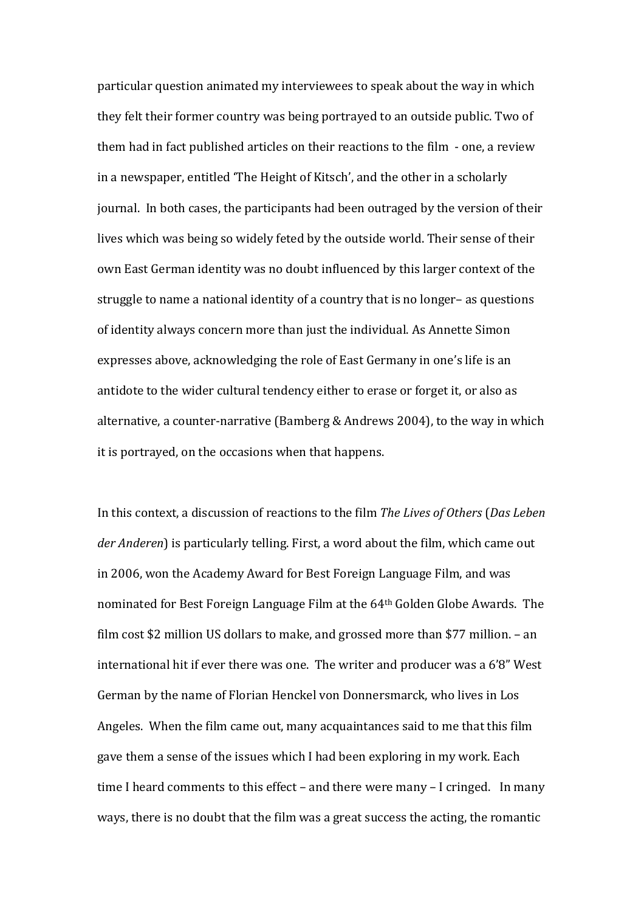particular question animated my interviewees to speak about the way in which they felt their former country was being portrayed to an outside public. Two of them had in fact published articles on their reactions to the film - one, a review in a newspaper, entitled 'The Height of Kitsch', and the other in a scholarly journal. In both cases, the participants had been outraged by the version of their lives which was being so widely feted by the outside world. Their sense of their own East German identity was no doubt influenced by this larger context of the struggle to name a national identity of a country that is no longer– as questions of identity always concern more than just the individual. As Annette Simon expresses above, acknowledging the role of East Germany in one's life is an antidote to the wider cultural tendency either to erase or forget it, or also as alternative, a counter-narrative (Bamberg & Andrews 2004), to the way in which it is portrayed, on the occasions when that happens.

In this context, a discussion of reactions to the film *The Lives of Others* (*Das Leben der Anderen*) is particularly telling. First, a word about the film, which came out in 2006, won the Academy Award for Best Foreign Language Film, and was nominated for Best Foreign Language Film at the 64th Golden Globe Awards. The film cost $2 million US dollars to make, and grossed more than $77 million. – an international hit if ever there was one. The writer and producer was a 6'8" West German by the name of Florian Henckel von Donnersmarck, who lives in Los Angeles. When the film came out, many acquaintances said to me that this film gave them a sense of the issues which I had been exploring in my work. Each time I heard comments to this effect – and there were many – I cringed. In many ways, there is no doubt that the film was a great success the acting, the romantic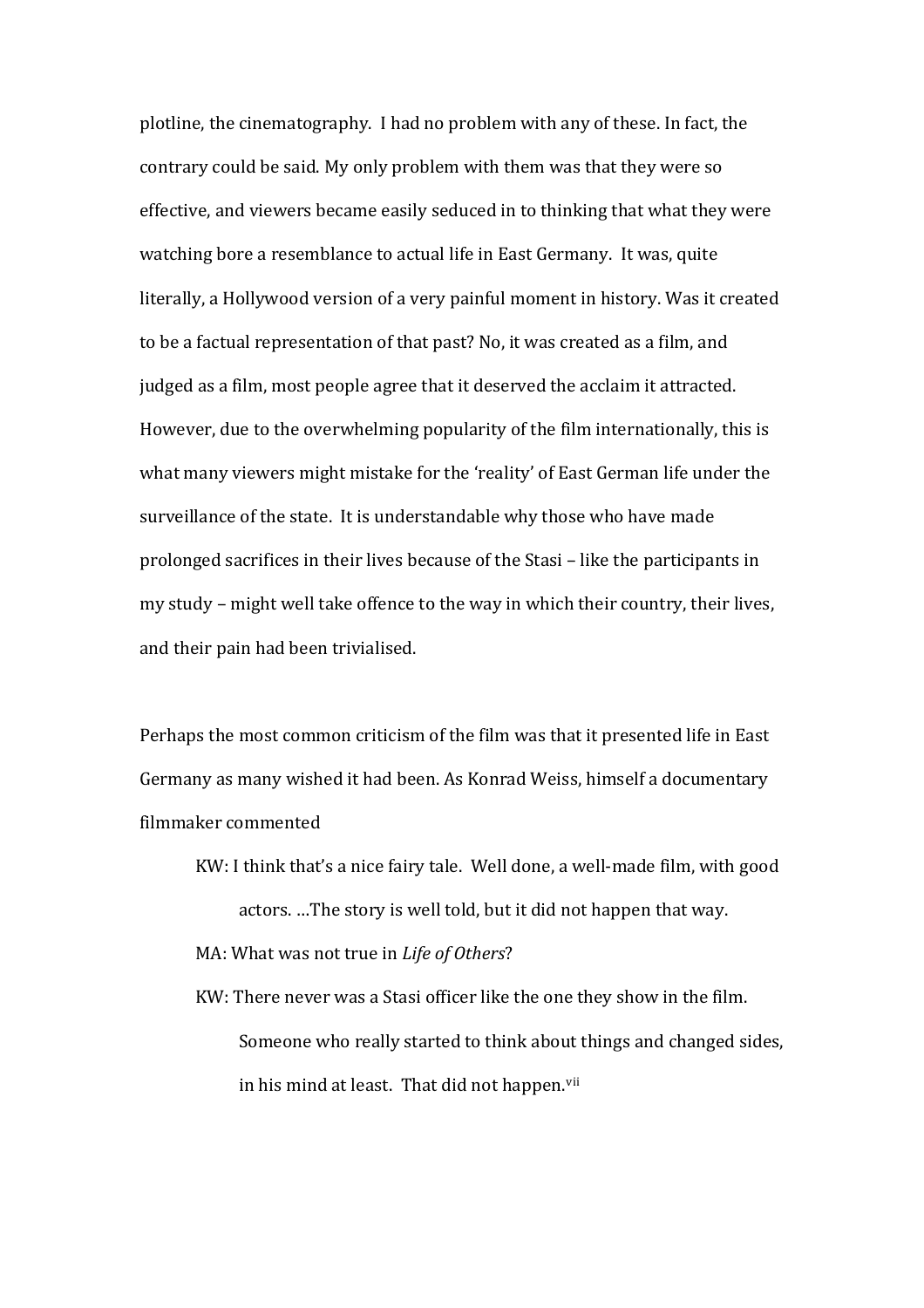plotline, the cinematography. I had no problem with any of these. In fact, the contrary could be said. My only problem with them was that they were so effective, and viewers became easily seduced in to thinking that what they were watching bore a resemblance to actual life in East Germany. It was, quite literally, a Hollywood version of a very painful moment in history. Was it created to be a factual representation of that past? No, it was created as a film, and judged as a film, most people agree that it deserved the acclaim it attracted. However, due to the overwhelming popularity of the film internationally, this is what many viewers might mistake for the 'reality' of East German life under the surveillance of the state. It is understandable why those who have made prolonged sacrifices in their lives because of the Stasi – like the participants in my study – might well take offence to the way in which their country, their lives, and their pain had been trivialised.

Perhaps the most common criticism of the film was that it presented life in East Germany as many wished it had been. As Konrad Weiss, himself a documentary filmmaker commented

> KW: I think that's a nice fairy tale. Well done, a well-made film, with good actors. …The story is well told, but it did not happen that way.
>
> MA: What was not true in *Life of Others*?
>
> KW: There never was a Stasi officer like the one they show in the film. Someone who really started to think about things and changed sides, in his mind at least. That did not happen.[vii]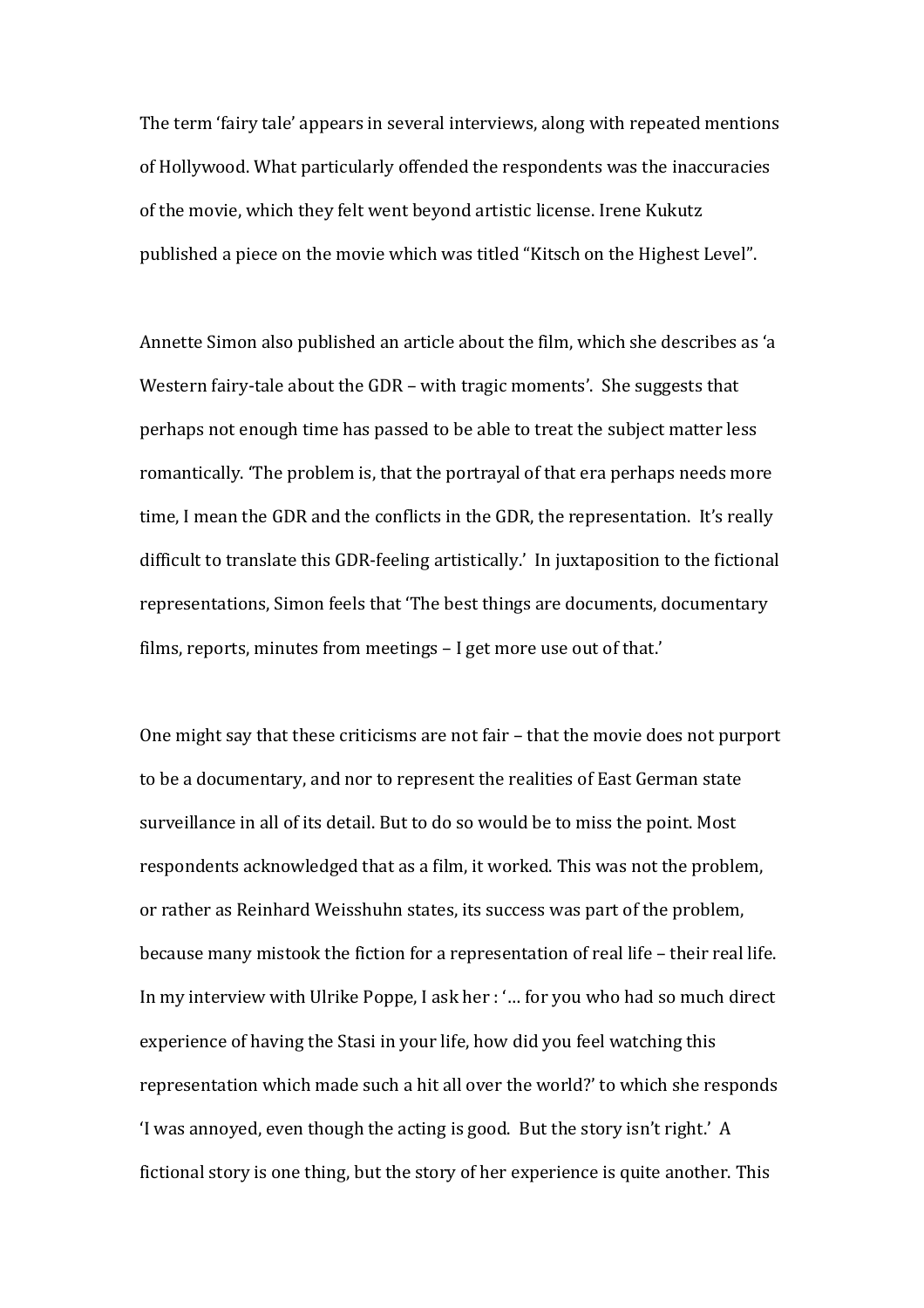The term 'fairy tale' appears in several interviews, along with repeated mentions of Hollywood. What particularly offended the respondents was the inaccuracies of the movie, which they felt went beyond artistic license. Irene Kukutz published a piece on the movie which was titled "Kitsch on the Highest Level".

Annette Simon also published an article about the film, which she describes as 'a Western fairy-tale about the GDR – with tragic moments'. She suggests that perhaps not enough time has passed to be able to treat the subject matter less romantically. 'The problem is, that the portrayal of that era perhaps needs more time, I mean the GDR and the conflicts in the GDR, the representation. It's really difficult to translate this GDR-feeling artistically.' In juxtaposition to the fictional representations, Simon feels that 'The best things are documents, documentary films, reports, minutes from meetings – I get more use out of that.'

One might say that these criticisms are not fair – that the movie does not purport to be a documentary, and nor to represent the realities of East German state surveillance in all of its detail. But to do so would be to miss the point. Most respondents acknowledged that as a film, it worked. This was not the problem, or rather as Reinhard Weisshuhn states, its success was part of the problem, because many mistook the fiction for a representation of real life – their real life. In my interview with Ulrike Poppe, I ask her : '… for you who had so much direct experience of having the Stasi in your life, how did you feel watching this representation which made such a hit all over the world?' to which she responds 'I was annoyed, even though the acting is good. But the story isn't right.' A fictional story is one thing, but the story of her experience is quite another. This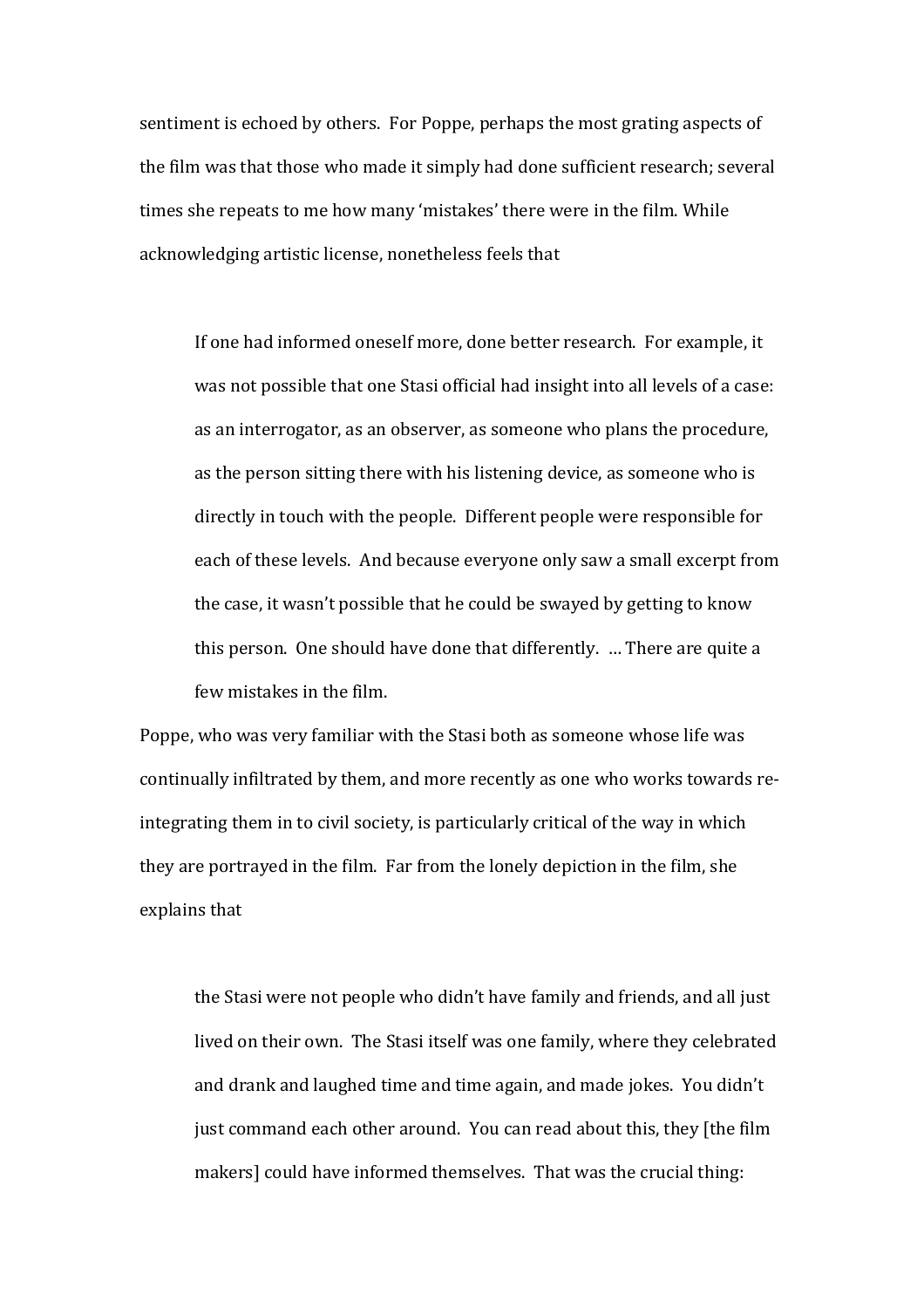sentiment is echoed by others. For Poppe, perhaps the most grating aspects of the film was that those who made it simply had done sufficient research; several times she repeats to me how many 'mistakes' there were in the film. While acknowledging artistic license, nonetheless feels that

> If one had informed oneself more, done better research. For example, it was not possible that one Stasi official had insight into all levels of a case: as an interrogator, as an observer, as someone who plans the procedure, as the person sitting there with his listening device, as someone who is directly in touch with the people. Different people were responsible for each of these levels. And because everyone only saw a small excerpt from the case, it wasn't possible that he could be swayed by getting to know this person. One should have done that differently. … There are quite a few mistakes in the film.

Poppe, who was very familiar with the Stasi both as someone whose life was continually infiltrated by them, and more recently as one who works towards re-integrating them in to civil society, is particularly critical of the way in which they are portrayed in the film. Far from the lonely depiction in the film, she explains that

> the Stasi were not people who didn't have family and friends, and all just lived on their own. The Stasi itself was one family, where they celebrated and drank and laughed time and time again, and made jokes. You didn't just command each other around. You can read about this, they [the film makers] could have informed themselves. That was the crucial thing: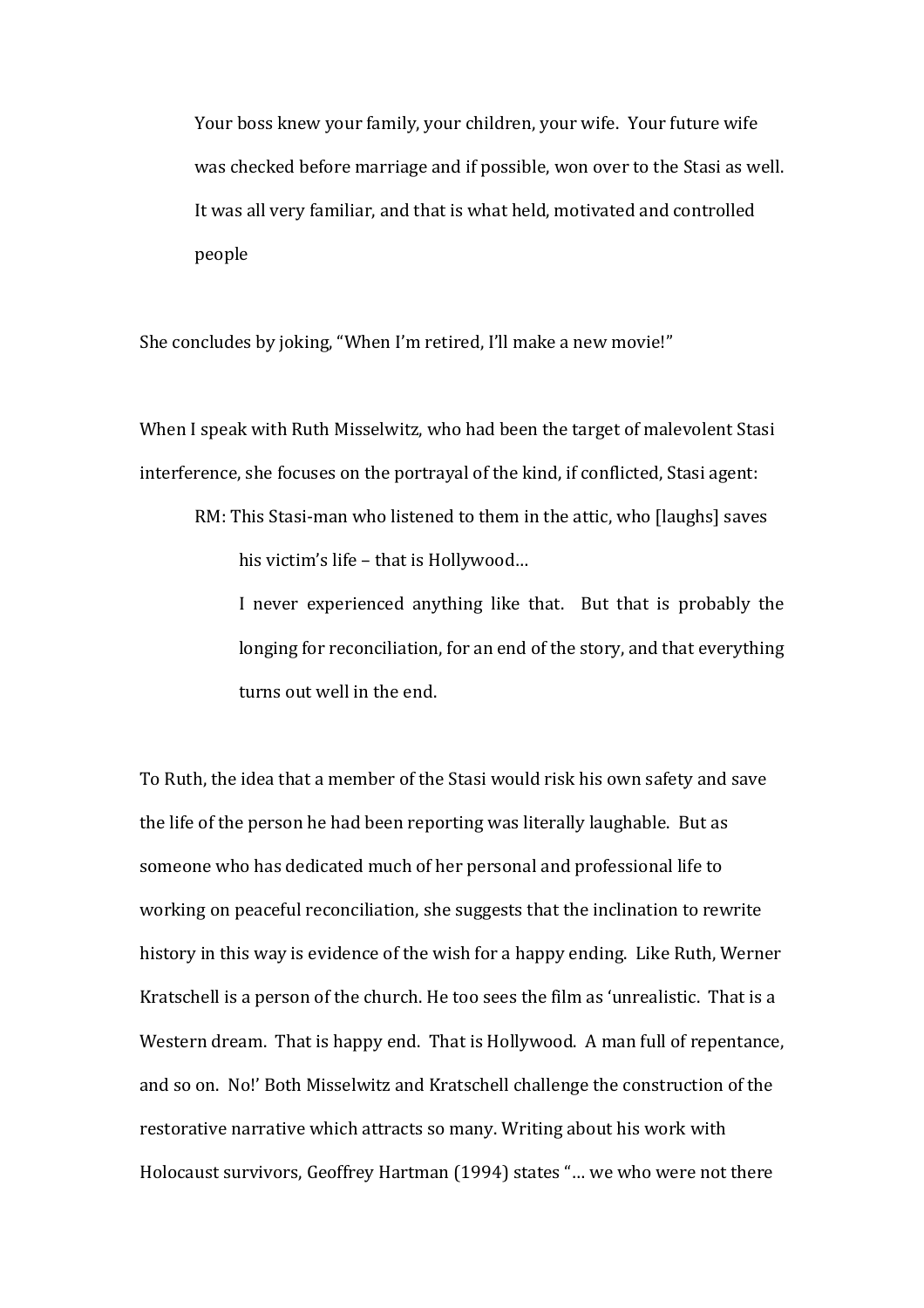> Your boss knew your family, your children, your wife. Your future wife was checked before marriage and if possible, won over to the Stasi as well. It was all very familiar, and that is what held, motivated and controlled people

She concludes by joking, “When I’m retired, I’ll make a new movie!”

When I speak with Ruth Misselwitz, who had been the target of malevolent Stasi interference, she focuses on the portrayal of the kind, if conflicted, Stasi agent:

> RM: This Stasi-man who listened to them in the attic, who [laughs] saves his victim’s life – that is Hollywood…
>
> I never experienced anything like that. But that is probably the longing for reconciliation, for an end of the story, and that everything turns out well in the end.

To Ruth, the idea that a member of the Stasi would risk his own safety and save the life of the person he had been reporting was literally laughable. But as someone who has dedicated much of her personal and professional life to working on peaceful reconciliation, she suggests that the inclination to rewrite history in this way is evidence of the wish for a happy ending. Like Ruth, Werner Kratschell is a person of the church. He too sees the film as ‘unrealistic. That is a Western dream. That is happy end. That is Hollywood. A man full of repentance, and so on. No!’ Both Misselwitz and Kratschell challenge the construction of the restorative narrative which attracts so many. Writing about his work with Holocaust survivors, Geoffrey Hartman (1994) states “… we who were not there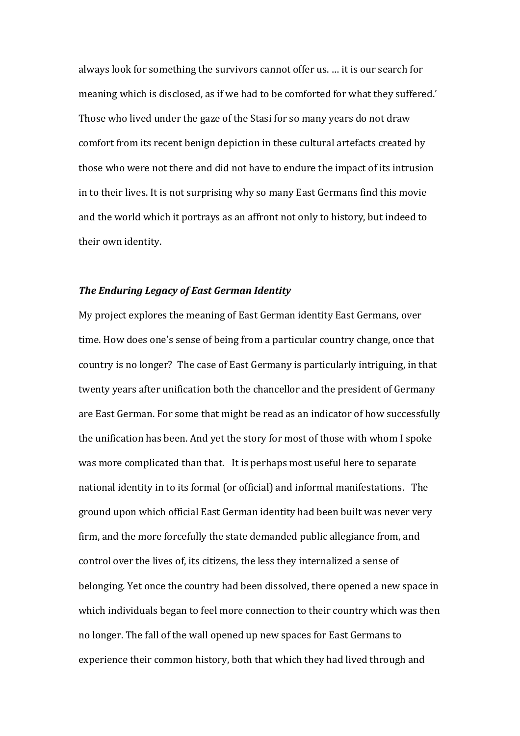always look for something the survivors cannot offer us. … it is our search for meaning which is disclosed, as if we had to be comforted for what they suffered.' Those who lived under the gaze of the Stasi for so many years do not draw comfort from its recent benign depiction in these cultural artefacts created by those who were not there and did not have to endure the impact of its intrusion in to their lives. It is not surprising why so many East Germans find this movie and the world which it portrays as an affront not only to history, but indeed to their own identity.

### *The Enduring Legacy of East German Identity*

My project explores the meaning of East German identity East Germans, over time. How does one's sense of being from a particular country change, once that country is no longer? The case of East Germany is particularly intriguing, in that twenty years after unification both the chancellor and the president of Germany are East German. For some that might be read as an indicator of how successfully the unification has been. And yet the story for most of those with whom I spoke was more complicated than that. It is perhaps most useful here to separate national identity in to its formal (or official) and informal manifestations. The ground upon which official East German identity had been built was never very firm, and the more forcefully the state demanded public allegiance from, and control over the lives of, its citizens, the less they internalized a sense of belonging. Yet once the country had been dissolved, there opened a new space in which individuals began to feel more connection to their country which was then no longer. The fall of the wall opened up new spaces for East Germans to experience their common history, both that which they had lived through and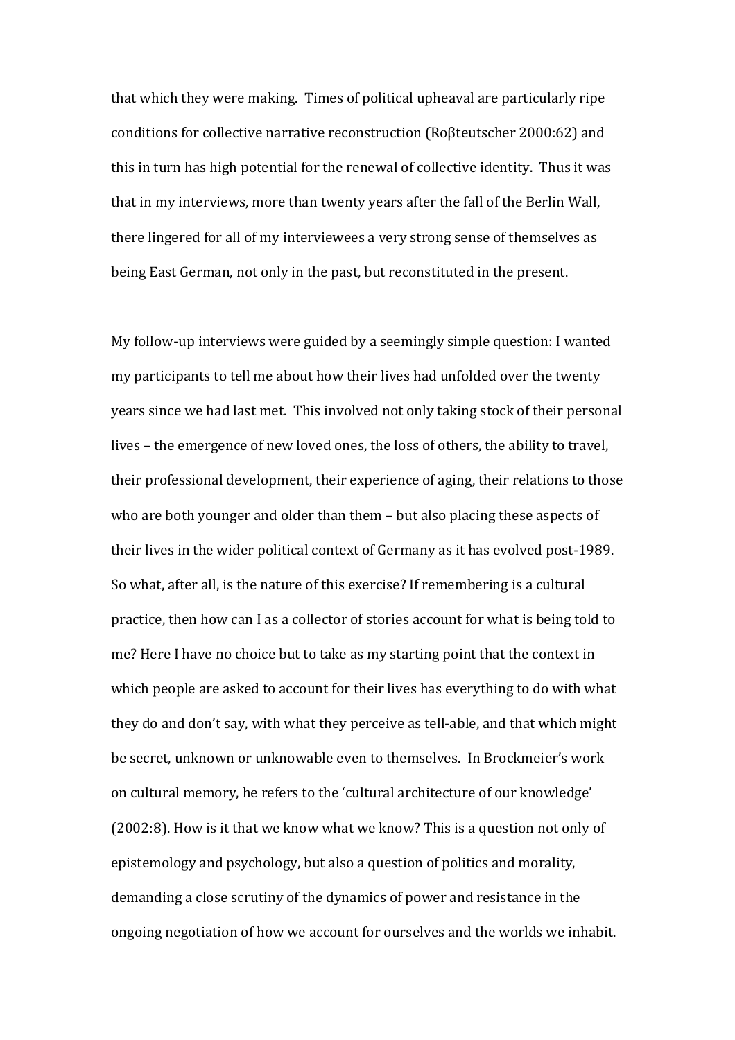that which they were making. Times of political upheaval are particularly ripe conditions for collective narrative reconstruction (Roβteutscher 2000:62) and this in turn has high potential for the renewal of collective identity. Thus it was that in my interviews, more than twenty years after the fall of the Berlin Wall, there lingered for all of my interviewees a very strong sense of themselves as being East German, not only in the past, but reconstituted in the present.

My follow-up interviews were guided by a seemingly simple question: I wanted my participants to tell me about how their lives had unfolded over the twenty years since we had last met. This involved not only taking stock of their personal lives – the emergence of new loved ones, the loss of others, the ability to travel, their professional development, their experience of aging, their relations to those who are both younger and older than them – but also placing these aspects of their lives in the wider political context of Germany as it has evolved post-1989. So what, after all, is the nature of this exercise? If remembering is a cultural practice, then how can I as a collector of stories account for what is being told to me? Here I have no choice but to take as my starting point that the context in which people are asked to account for their lives has everything to do with what they do and don't say, with what they perceive as tell-able, and that which might be secret, unknown or unknowable even to themselves. In Brockmeier's work on cultural memory, he refers to the 'cultural architecture of our knowledge' (2002:8). How is it that we know what we know? This is a question not only of epistemology and psychology, but also a question of politics and morality, demanding a close scrutiny of the dynamics of power and resistance in the ongoing negotiation of how we account for ourselves and the worlds we inhabit.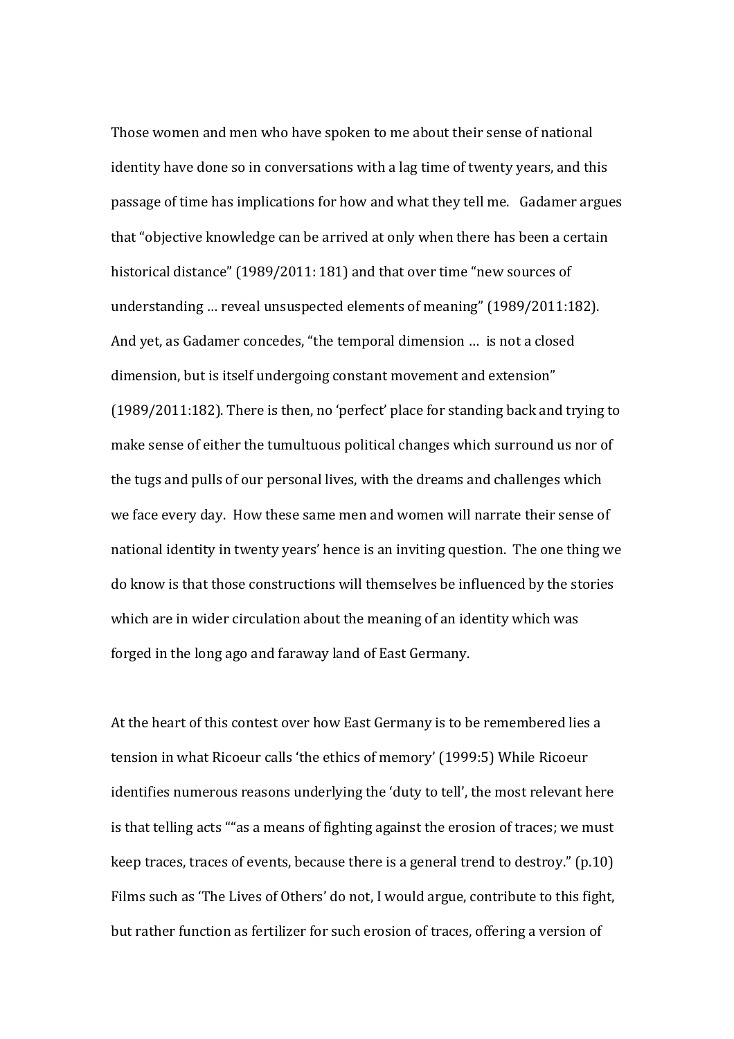Those women and men who have spoken to me about their sense of national identity have done so in conversations with a lag time of twenty years, and this passage of time has implications for how and what they tell me. Gadamer argues that "objective knowledge can be arrived at only when there has been a certain historical distance" (1989/2011: 181) and that over time "new sources of understanding … reveal unsuspected elements of meaning" (1989/2011:182). And yet, as Gadamer concedes, "the temporal dimension … is not a closed dimension, but is itself undergoing constant movement and extension" (1989/2011:182). There is then, no 'perfect' place for standing back and trying to make sense of either the tumultuous political changes which surround us nor of the tugs and pulls of our personal lives, with the dreams and challenges which we face every day. How these same men and women will narrate their sense of national identity in twenty years' hence is an inviting question. The one thing we do know is that those constructions will themselves be influenced by the stories which are in wider circulation about the meaning of an identity which was forged in the long ago and faraway land of East Germany.

At the heart of this contest over how East Germany is to be remembered lies a tension in what Ricoeur calls 'the ethics of memory' (1999:5) While Ricoeur identifies numerous reasons underlying the 'duty to tell', the most relevant here is that telling acts ""as a means of fighting against the erosion of traces; we must keep traces, traces of events, because there is a general trend to destroy." (p.10) Films such as 'The Lives of Others' do not, I would argue, contribute to this fight, but rather function as fertilizer for such erosion of traces, offering a version of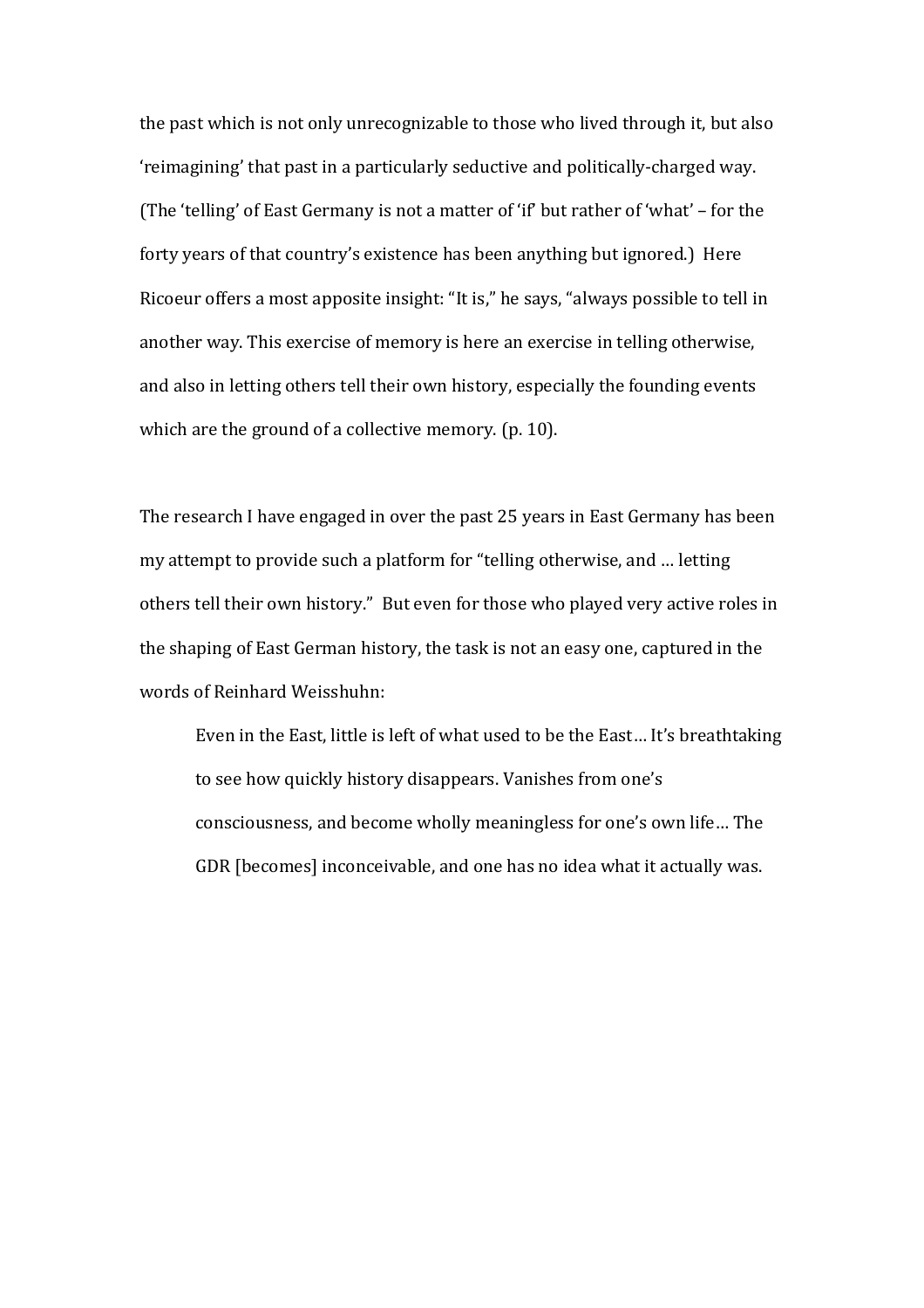the past which is not only unrecognizable to those who lived through it, but also 'reimagining' that past in a particularly seductive and politically-charged way. (The 'telling' of East Germany is not a matter of 'if' but rather of 'what' – for the forty years of that country's existence has been anything but ignored.) Here Ricoeur offers a most apposite insight: "It is," he says, "always possible to tell in another way. This exercise of memory is here an exercise in telling otherwise, and also in letting others tell their own history, especially the founding events which are the ground of a collective memory. (p. 10).

The research I have engaged in over the past 25 years in East Germany has been my attempt to provide such a platform for "telling otherwise, and … letting others tell their own history." But even for those who played very active roles in the shaping of East German history, the task is not an easy one, captured in the words of Reinhard Weisshuhn:

> Even in the East, little is left of what used to be the East… It's breathtaking to see how quickly history disappears. Vanishes from one's consciousness, and become wholly meaningless for one's own life… The GDR [becomes] inconceivable, and one has no idea what it actually was.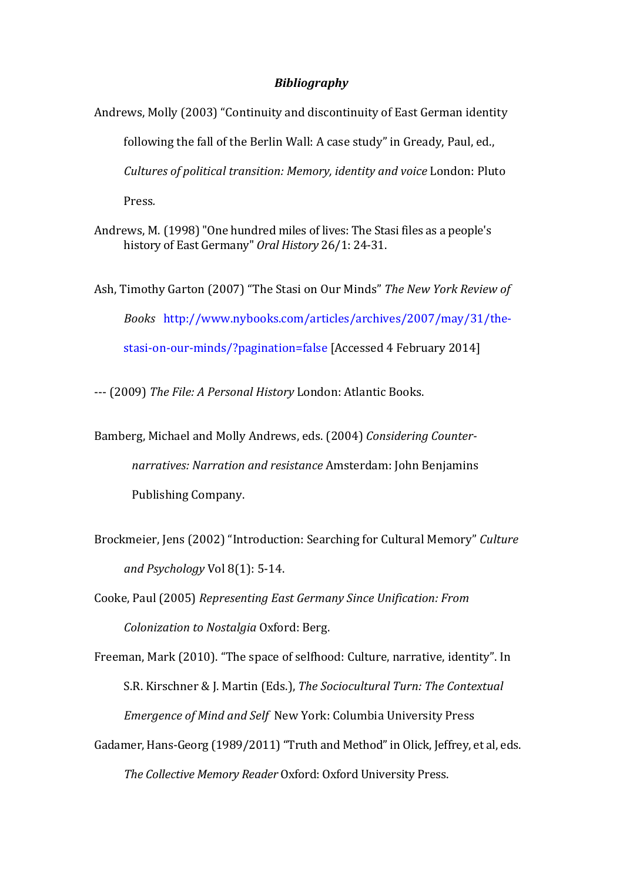### *Bibliography*

Andrews, Molly (2003) “Continuity and discontinuity of East German identity following the fall of the Berlin Wall: A case study” in Gready, Paul, ed., *Cultures of political transition: Memory, identity and voice* London: Pluto Press.

Andrews, M. (1998) "One hundred miles of lives: The Stasi files as a people's history of East Germany" *Oral History* 26/1: 24-31.

Ash, Timothy Garton (2007) “The Stasi on Our Minds” *The New York Review of Books* http://www.nybooks.com/articles/archives/2007/may/31/the-stasi-on-our-minds/?pagination=false [Accessed 4 February 2014]

--- (2009) *The File: A Personal History* London: Atlantic Books.

Bamberg, Michael and Molly Andrews, eds. (2004) *Considering Counter-narratives: Narration and resistance* Amsterdam: John Benjamins Publishing Company.

Brockmeier, Jens (2002) “Introduction: Searching for Cultural Memory” *Culture and Psychology* Vol 8(1): 5-14.

Cooke, Paul (2005) *Representing East Germany Since Unification: From Colonization to Nostalgia* Oxford: Berg.

Freeman, Mark (2010). “The space of selfhood: Culture, narrative, identity”. In S.R. Kirschner & J. Martin (Eds.), *The Sociocultural Turn: The Contextual Emergence of Mind and Self* New York: Columbia University Press

Gadamer, Hans-Georg (1989/2011) “Truth and Method” in Olick, Jeffrey, et al, eds. *The Collective Memory Reader* Oxford: Oxford University Press.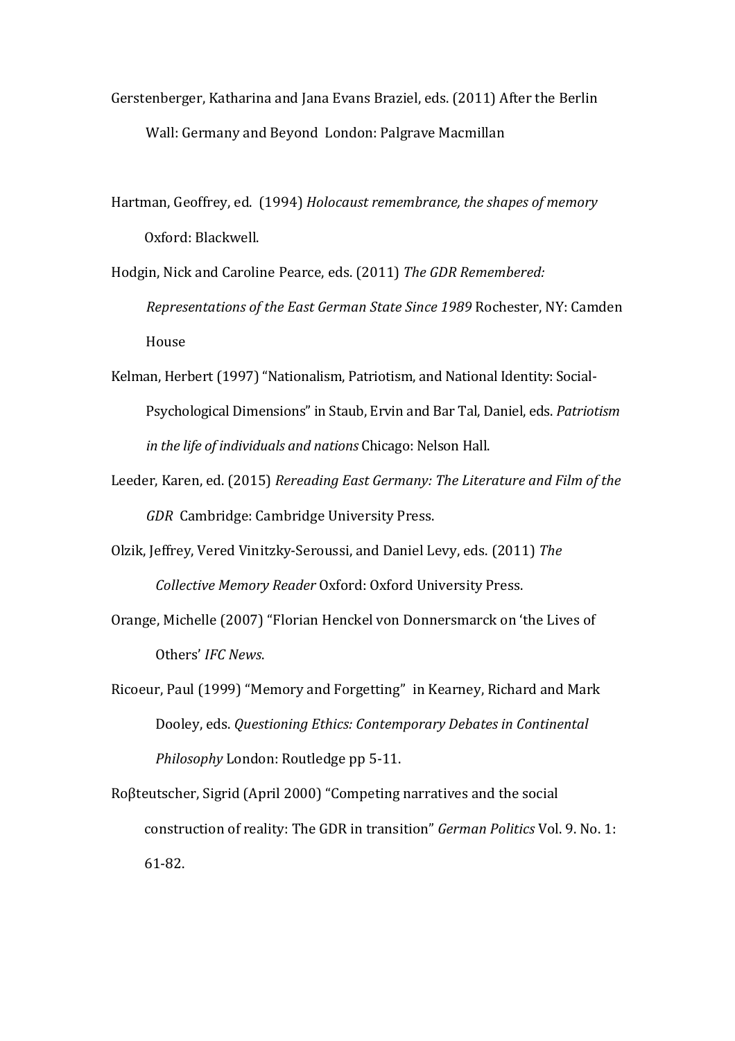Gerstenberger, Katharina and Jana Evans Braziel, eds. (2011) After the Berlin Wall: Germany and Beyond London: Palgrave Macmillan

Hartman, Geoffrey, ed. (1994) *Holocaust remembrance, the shapes of memory* Oxford: Blackwell.

Hodgin, Nick and Caroline Pearce, eds. (2011) *The GDR Remembered: Representations of the East German State Since 1989* Rochester, NY: Camden House

Kelman, Herbert (1997) "Nationalism, Patriotism, and National Identity: Social-Psychological Dimensions" in Staub, Ervin and Bar Tal, Daniel, eds. *Patriotism in the life of individuals and nations* Chicago: Nelson Hall.

Leeder, Karen, ed. (2015) *Rereading East Germany: The Literature and Film of the GDR* Cambridge: Cambridge University Press.

Olzik, Jeffrey, Vered Vinitzky-Seroussi, and Daniel Levy, eds. (2011) *The Collective Memory Reader* Oxford: Oxford University Press.

Orange, Michelle (2007) "Florian Henckel von Donnersmarck on 'the Lives of Others' *IFC News*.

Ricoeur, Paul (1999) "Memory and Forgetting" in Kearney, Richard and Mark Dooley, eds. *Questioning Ethics: Contemporary Debates in Continental Philosophy* London: Routledge pp 5-11.

Roβteutscher, Sigrid (April 2000) "Competing narratives and the social construction of reality: The GDR in transition" *German Politics* Vol. 9. No. 1: 61-82.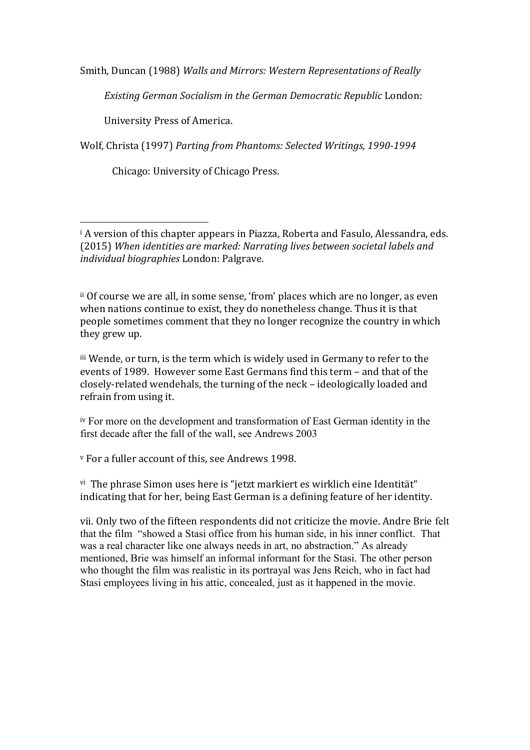Smith, Duncan (1988) *Walls and Mirrors: Western Representations of Really Existing German Socialism in the German Democratic Republic* London: University Press of America.

Wolf, Christa (1997) *Parting from Phantoms: Selected Writings, 1990-1994* Chicago: University of Chicago Press.

---

[i] A version of this chapter appears in Piazza, Roberta and Fasulo, Alessandra, eds. (2015) *When identities are marked: Narrating lives between societal labels and individual biographies* London: Palgrave.

[ii] Of course we are all, in some sense, 'from' places which are no longer, as even when nations continue to exist, they do nonetheless change. Thus it is that people sometimes comment that they no longer recognize the country in which they grew up.

[iii] Wende, or turn, is the term which is widely used in Germany to refer to the events of 1989. However some East Germans find this term – and that of the closely-related wendehals, the turning of the neck – ideologically loaded and refrain from using it.

[iv] For more on the development and transformation of East German identity in the first decade after the fall of the wall, see Andrews 2003

[v] For a fuller account of this, see Andrews 1998.

[vi] The phrase Simon uses here is "jetzt markiert es wirklich eine Identität" indicating that for her, being East German is a defining feature of her identity.

vii. Only two of the fifteen respondents did not criticize the movie. Andre Brie felt that the film "showed a Stasi office from his human side, in his inner conflict. That was a real character like one always needs in art, no abstraction." As already mentioned, Brie was himself an informal informant for the Stasi. The other person who thought the film was realistic in its portrayal was Jens Reich, who in fact had Stasi employees living in his attic, concealed, just as it happened in the movie.